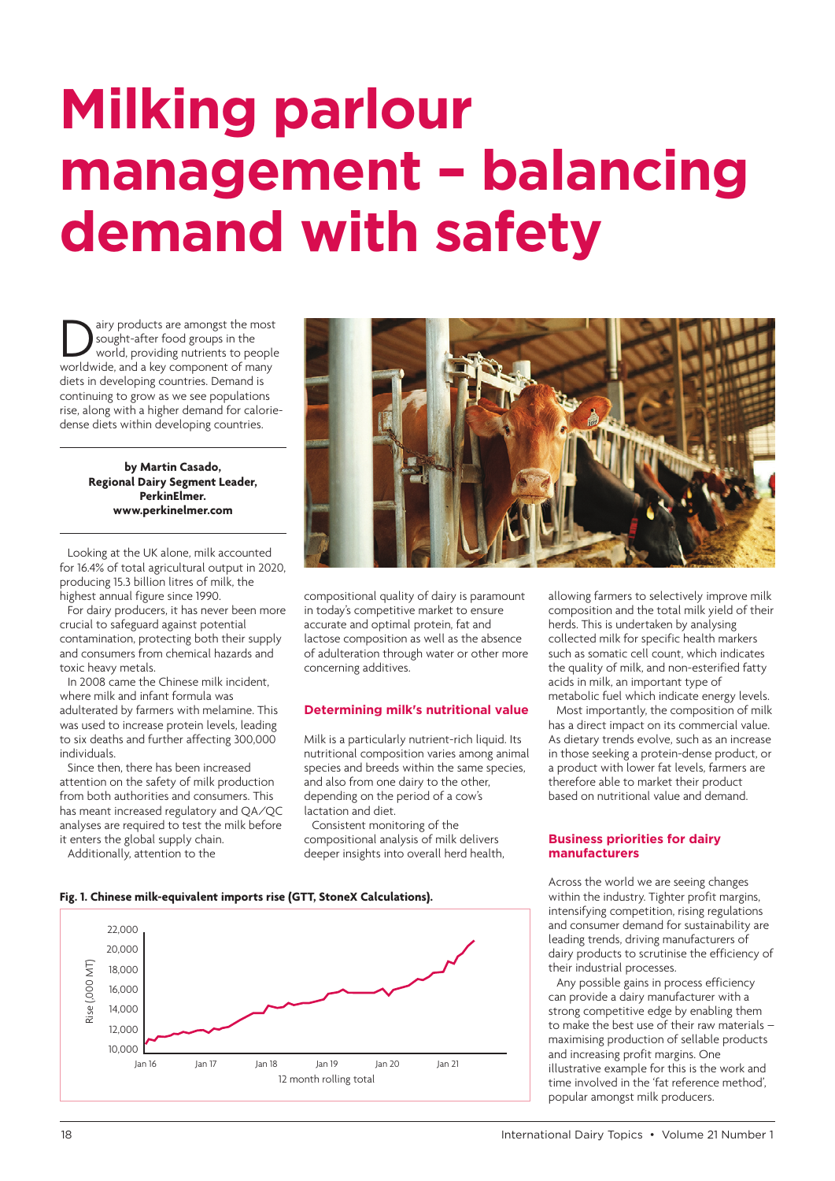# Milking parlour management – balancing demand with safety

Dairy products are amongst the most sought-after food groups in the world, providing nutrients to people worldwide, and a key component of many diets in developing countries. Demand is continuing to grow as we see populations rise, along with a higher demand for calorie-dense diets within developing countries.

**by Martin Casado, Regional Dairy Segment Leader, PerkinElmer. www.perkinelmer.com**

Looking at the UK alone, milk accounted for 16.4% of total agricultural output in 2020, producing 15.3 billion litres of milk, the highest annual figure since 1990.

For dairy producers, it has never been more crucial to safeguard against potential contamination, protecting both their supply and consumers from chemical hazards and toxic heavy metals.

In 2008 came the Chinese milk incident, where milk and infant formula was adulterated by farmers with melamine. This was used to increase protein levels, leading to six deaths and further affecting 300,000 individuals.

Since then, there has been increased attention on the safety of milk production from both authorities and consumers. This has meant increased regulatory and QA/QC analyses are required to test the milk before it enters the global supply chain.

Additionally, attention to the compositional quality of dairy is paramount in today's competitive market to ensure accurate and optimal protein, fat and lactose composition as well as the absence of adulteration through water or other more concerning additives.

## Determining milk's nutritional value

Milk is a particularly nutrient-rich liquid. Its nutritional composition varies among animal species and breeds within the same species, and also from one dairy to the other, depending on the period of a cow's lactation and diet.

Consistent monitoring of the compositional analysis of milk delivers deeper insights into overall herd health, allowing farmers to selectively improve milk composition and the total milk yield of their herds. This is undertaken by analysing collected milk for specific health markers such as somatic cell count, which indicates the quality of milk, and non-esterified fatty acids in milk, an important type of metabolic fuel which indicate energy levels.

Most importantly, the composition of milk has a direct impact on its commercial value. As dietary trends evolve, such as an increase in those seeking a protein-dense product, or a product with lower fat levels, farmers are therefore able to market their product based on nutritional value and demand.

**Fig. 1. Chinese milk-equivalent imports rise (GTT, StoneX Calculations).**

Rise (,000 MT)
22,000
20,000
18,000
16,000
14,000
12,000
10,000
Jan 16
Jan 17
Jan 18
Jan 19
Jan 20
Jan 21
12 month rolling total

## Business priorities for dairy manufacturers

Across the world we are seeing changes within the industry. Tighter profit margins, intensifying competition, rising regulations and consumer demand for sustainability are leading trends, driving manufacturers of dairy products to scrutinise the efficiency of their industrial processes.

Any possible gains in process efficiency can provide a dairy manufacturer with a strong competitive edge by enabling them to make the best use of their raw materials – maximising production of sellable products and increasing profit margins. One illustrative example for this is the work and time involved in the 'fat reference method', popular amongst milk producers.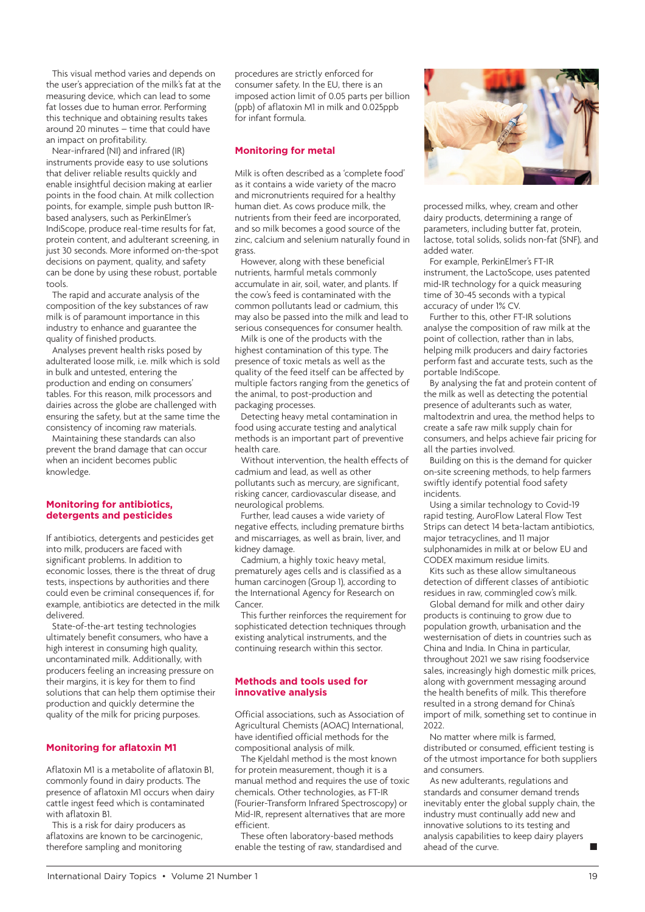This visual method varies and depends on the user's appreciation of the milk's fat at the measuring device, which can lead to some fat losses due to human error. Performing this technique and obtaining results takes around 20 minutes – time that could have an impact on profitability.

Near-infrared (NI) and infrared (IR) instruments provide easy to use solutions that deliver reliable results quickly and enable insightful decision making at earlier points in the food chain. At milk collection points, for example, simple push button IR-based analysers, such as PerkinElmer's IndiScope, produce real-time results for fat, protein content, and adulterant screening, in just 30 seconds. More informed on-the-spot decisions on payment, quality, and safety can be done by using these robust, portable tools.

The rapid and accurate analysis of the composition of the key substances of raw milk is of paramount importance in this industry to enhance and guarantee the quality of finished products.

Analyses prevent health risks posed by adulterated loose milk, i.e. milk which is sold in bulk and untested, entering the production and ending on consumers' tables. For this reason, milk processors and dairies across the globe are challenged with ensuring the safety, but at the same time the consistency of incoming raw materials.

Maintaining these standards can also prevent the brand damage that can occur when an incident becomes public knowledge.

## Monitoring for antibiotics, detergents and pesticides

If antibiotics, detergents and pesticides get into milk, producers are faced with significant problems. In addition to economic losses, there is the threat of drug tests, inspections by authorities and there could even be criminal consequences if, for example, antibiotics are detected in the milk delivered.

State-of-the-art testing technologies ultimately benefit consumers, who have a high interest in consuming high quality, uncontaminated milk. Additionally, with producers feeling an increasing pressure on their margins, it is key for them to find solutions that can help them optimise their production and quickly determine the quality of the milk for pricing purposes.

## Monitoring for aflatoxin M1

Aflatoxin M1 is a metabolite of aflatoxin B1, commonly found in dairy products. The presence of aflatoxin M1 occurs when dairy cattle ingest feed which is contaminated with aflatoxin B1.

This is a risk for dairy producers as aflatoxins are known to be carcinogenic, therefore sampling and monitoring procedures are strictly enforced for consumer safety. In the EU, there is an imposed action limit of 0.05 parts per billion (ppb) of aflatoxin M1 in milk and 0.025ppb for infant formula.

## Monitoring for metal

Milk is often described as a 'complete food' as it contains a wide variety of the macro and micronutrients required for a healthy human diet. As cows produce milk, the nutrients from their feed are incorporated, and so milk becomes a good source of the zinc, calcium and selenium naturally found in grass.

However, along with these beneficial nutrients, harmful metals commonly accumulate in air, soil, water, and plants. If the cow's feed is contaminated with the common pollutants lead or cadmium, this may also be passed into the milk and lead to serious consequences for consumer health.

Milk is one of the products with the highest contamination of this type. The presence of toxic metals as well as the quality of the feed itself can be affected by multiple factors ranging from the genetics of the animal, to post-production and packaging processes.

Detecting heavy metal contamination in food using accurate testing and analytical methods is an important part of preventive health care.

Without intervention, the health effects of cadmium and lead, as well as other pollutants such as mercury, are significant, risking cancer, cardiovascular disease, and neurological problems.

Further, lead causes a wide variety of negative effects, including premature births and miscarriages, as well as brain, liver, and kidney damage.

Cadmium, a highly toxic heavy metal, prematurely ages cells and is classified as a human carcinogen (Group 1), according to the International Agency for Research on Cancer.

This further reinforces the requirement for sophisticated detection techniques through existing analytical instruments, and the continuing research within this sector.

## Methods and tools used for innovative analysis

Official associations, such as Association of Agricultural Chemists (AOAC) International, have identified official methods for the compositional analysis of milk.

The Kjeldahl method is the most known for protein measurement, though it is a manual method and requires the use of toxic chemicals. Other technologies, as FT-IR (Fourier-Transform Infrared Spectroscopy) or Mid-IR, represent alternatives that are more efficient.

These often laboratory-based methods enable the testing of raw, standardised and processed milks, whey, cream and other dairy products, determining a range of parameters, including butter fat, protein, lactose, total solids, solids non-fat (SNF), and added water.

For example, PerkinElmer's FT-IR instrument, the LactoScope, uses patented mid-IR technology for a quick measuring time of 30-45 seconds with a typical accuracy of under 1% CV.

Further to this, other FT-IR solutions analyse the composition of raw milk at the point of collection, rather than in labs, helping milk producers and dairy factories perform fast and accurate tests, such as the portable IndiScope.

By analysing the fat and protein content of the milk as well as detecting the potential presence of adulterants such as water, maltodextrin and urea, the method helps to create a safe raw milk supply chain for consumers, and helps achieve fair pricing for all the parties involved.

Building on this is the demand for quicker on-site screening methods, to help farmers swiftly identify potential food safety incidents.

Using a similar technology to Covid-19 rapid testing, AuroFlow Lateral Flow Test Strips can detect 14 beta-lactam antibiotics, major tetracyclines, and 11 major sulphonamides in milk at or below EU and CODEX maximum residue limits.

Kits such as these allow simultaneous detection of different classes of antibiotic residues in raw, commingled cow's milk.

Global demand for milk and other dairy products is continuing to grow due to population growth, urbanisation and the westernisation of diets in countries such as China and India. In China in particular, throughout 2021 we saw rising foodservice sales, increasingly high domestic milk prices, along with government messaging around the health benefits of milk. This therefore resulted in a strong demand for China's import of milk, something set to continue in 2022.

No matter where milk is farmed, distributed or consumed, efficient testing is of the utmost importance for both suppliers and consumers.

As new adulterants, regulations and standards and consumer demand trends inevitably enter the global supply chain, the industry must continually add new and innovative solutions to its testing and analysis capabilities to keep dairy players ahead of the curve. ■